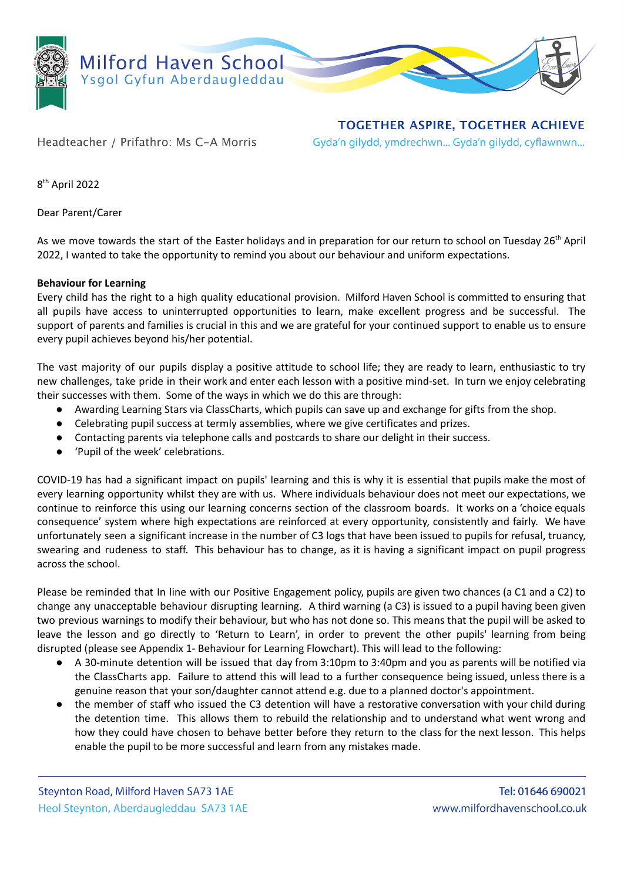# Milford Haven School
Ysgol Gyfun Aberdaugleddau

Headteacher / Prifathro: Ms C-A Morris

**TOGETHER ASPIRE, TOGETHER ACHIEVE**
Gyda'n gilydd, ymdrechwn... Gyda'n gilydd, cyflawnwn...

8th April 2022

Dear Parent/Carer

As we move towards the start of the Easter holidays and in preparation for our return to school on Tuesday 26th April 2022, I wanted to take the opportunity to remind you about our behaviour and uniform expectations.

**Behaviour for Learning**

Every child has the right to a high quality educational provision. Milford Haven School is committed to ensuring that all pupils have access to uninterrupted opportunities to learn, make excellent progress and be successful. The support of parents and families is crucial in this and we are grateful for your continued support to enable us to ensure every pupil achieves beyond his/her potential.

The vast majority of our pupils display a positive attitude to school life; they are ready to learn, enthusiastic to try new challenges, take pride in their work and enter each lesson with a positive mind-set. In turn we enjoy celebrating their successes with them. Some of the ways in which we do this are through:

- Awarding Learning Stars via ClassCharts, which pupils can save up and exchange for gifts from the shop.
- Celebrating pupil success at termly assemblies, where we give certificates and prizes.
- Contacting parents via telephone calls and postcards to share our delight in their success.
- 'Pupil of the week' celebrations.

COVID-19 has had a significant impact on pupils' learning and this is why it is essential that pupils make the most of every learning opportunity whilst they are with us. Where individuals behaviour does not meet our expectations, we continue to reinforce this using our learning concerns section of the classroom boards. It works on a 'choice equals consequence' system where high expectations are reinforced at every opportunity, consistently and fairly. We have unfortunately seen a significant increase in the number of C3 logs that have been issued to pupils for refusal, truancy, swearing and rudeness to staff. This behaviour has to change, as it is having a significant impact on pupil progress across the school.

Please be reminded that In line with our Positive Engagement policy, pupils are given two chances (a C1 and a C2) to change any unacceptable behaviour disrupting learning. A third warning (a C3) is issued to a pupil having been given two previous warnings to modify their behaviour, but who has not done so. This means that the pupil will be asked to leave the lesson and go directly to 'Return to Learn', in order to prevent the other pupils' learning from being disrupted (please see Appendix 1- Behaviour for Learning Flowchart). This will lead to the following:

- A 30-minute detention will be issued that day from 3:10pm to 3:40pm and you as parents will be notified via the ClassCharts app. Failure to attend this will lead to a further consequence being issued, unless there is a genuine reason that your son/daughter cannot attend e.g. due to a planned doctor's appointment.
- the member of staff who issued the C3 detention will have a restorative conversation with your child during the detention time. This allows them to rebuild the relationship and to understand what went wrong and how they could have chosen to behave better before they return to the class for the next lesson. This helps enable the pupil to be more successful and learn from any mistakes made.

Steynton Road, Milford Haven SA73 1AE
Heol Steynton, Aberdaugleddau SA73 1AE

Tel: 01646 690021
www.milfordhavenschool.co.uk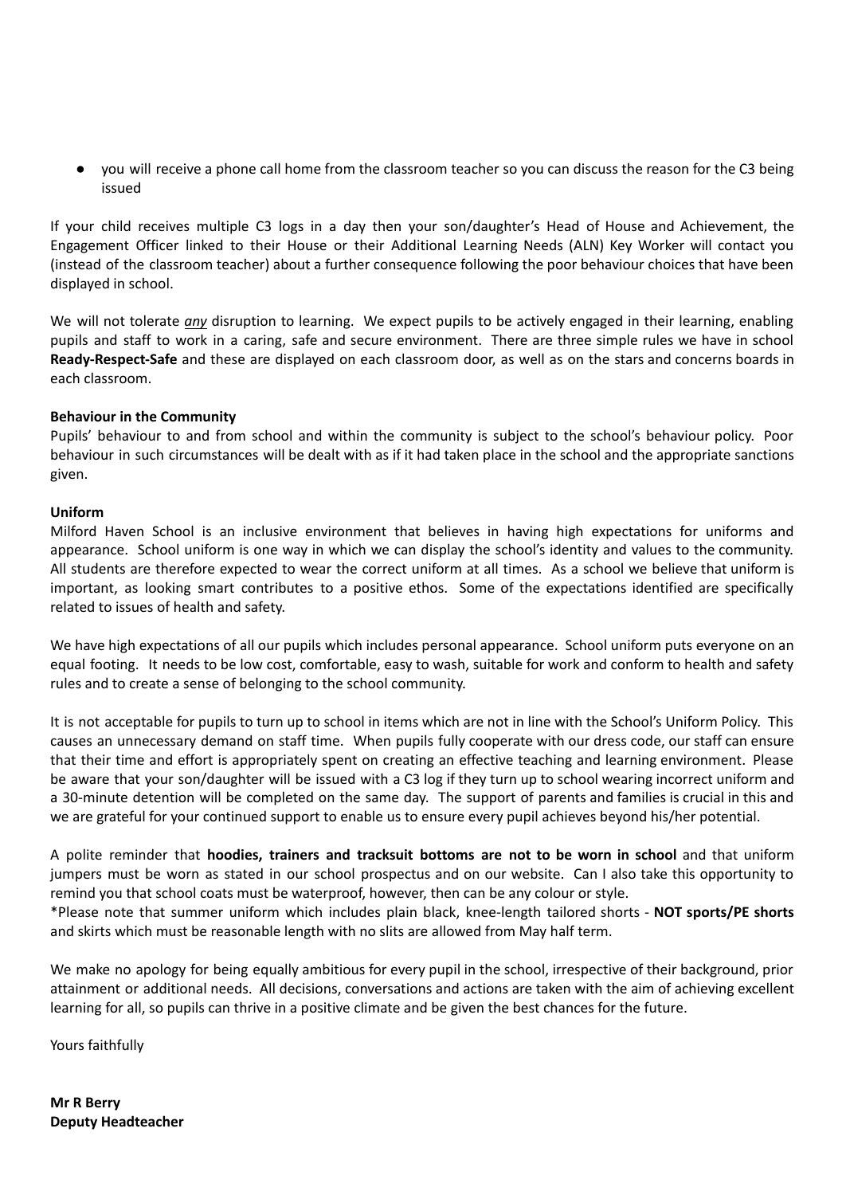- you will receive a phone call home from the classroom teacher so you can discuss the reason for the C3 being issued

If your child receives multiple C3 logs in a day then your son/daughter's Head of House and Achievement, the Engagement Officer linked to their House or their Additional Learning Needs (ALN) Key Worker will contact you (instead of the classroom teacher) about a further consequence following the poor behaviour choices that have been displayed in school.

We will not tolerate ***any*** disruption to learning. We expect pupils to be actively engaged in their learning, enabling pupils and staff to work in a caring, safe and secure environment. There are three simple rules we have in school **Ready-Respect-Safe** and these are displayed on each classroom door, as well as on the stars and concerns boards in each classroom.

**Behaviour in the Community**

Pupils' behaviour to and from school and within the community is subject to the school's behaviour policy. Poor behaviour in such circumstances will be dealt with as if it had taken place in the school and the appropriate sanctions given.

**Uniform**

Milford Haven School is an inclusive environment that believes in having high expectations for uniforms and appearance. School uniform is one way in which we can display the school's identity and values to the community. All students are therefore expected to wear the correct uniform at all times. As a school we believe that uniform is important, as looking smart contributes to a positive ethos. Some of the expectations identified are specifically related to issues of health and safety.

We have high expectations of all our pupils which includes personal appearance. School uniform puts everyone on an equal footing. It needs to be low cost, comfortable, easy to wash, suitable for work and conform to health and safety rules and to create a sense of belonging to the school community.

It is not acceptable for pupils to turn up to school in items which are not in line with the School's Uniform Policy. This causes an unnecessary demand on staff time. When pupils fully cooperate with our dress code, our staff can ensure that their time and effort is appropriately spent on creating an effective teaching and learning environment. Please be aware that your son/daughter will be issued with a C3 log if they turn up to school wearing incorrect uniform and a 30-minute detention will be completed on the same day. The support of parents and families is crucial in this and we are grateful for your continued support to enable us to ensure every pupil achieves beyond his/her potential.

A polite reminder that **hoodies, trainers and tracksuit bottoms are not to be worn in school** and that uniform jumpers must be worn as stated in our school prospectus and on our website. Can I also take this opportunity to remind you that school coats must be waterproof, however, then can be any colour or style.
*Please note that summer uniform which includes plain black, knee-length tailored shorts - **NOT sports/PE shorts** and skirts which must be reasonable length with no slits are allowed from May half term.

We make no apology for being equally ambitious for every pupil in the school, irrespective of their background, prior attainment or additional needs. All decisions, conversations and actions are taken with the aim of achieving excellent learning for all, so pupils can thrive in a positive climate and be given the best chances for the future.

Yours faithfully

**Mr R Berry**
**Deputy Headteacher**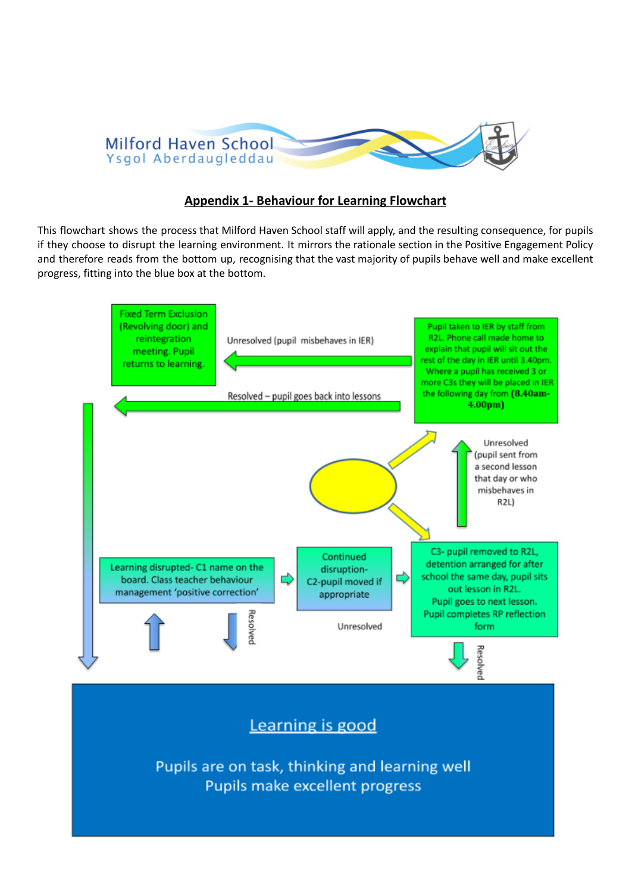Milford Haven School
Ysgol Aberdaugleddau

## Appendix 1- Behaviour for Learning Flowchart

This flowchart shows the process that Milford Haven School staff will apply, and the resulting consequence, for pupils if they choose to disrupt the learning environment. It mirrors the rationale section in the Positive Engagement Policy and therefore reads from the bottom up, recognising that the vast majority of pupils behave well and make excellent progress, fitting into the blue box at the bottom.

Fixed Term Exclusion (Revolving door) and reintegration meeting. Pupil returns to learning.

Unresolved (pupil misbehaves in IER)

Pupil taken to IER by staff from R2L. Phone call made home to explain that pupil will sit out the rest of the day in IER until 3.40pm. Where a pupil has received 3 or more C3s they will be placed in IER the following day from **(8.40am-4.00pm)**

Resolved – pupil goes back into lessons

Unresolved (pupil sent from a second lesson that day or who misbehaves in R2L)

Learning disrupted- C1 name on the board. Class teacher behaviour management 'positive correction'

Resolved

Continued disruption- C2-pupil moved if appropriate

Unresolved

C3- pupil removed to R2L, detention arranged for after school the same day, pupil sits out lesson in R2L. Pupil goes to next lesson. Pupil completes RP reflection form

Resolved

Learning is good

Pupils are on task, thinking and learning well
Pupils make excellent progress